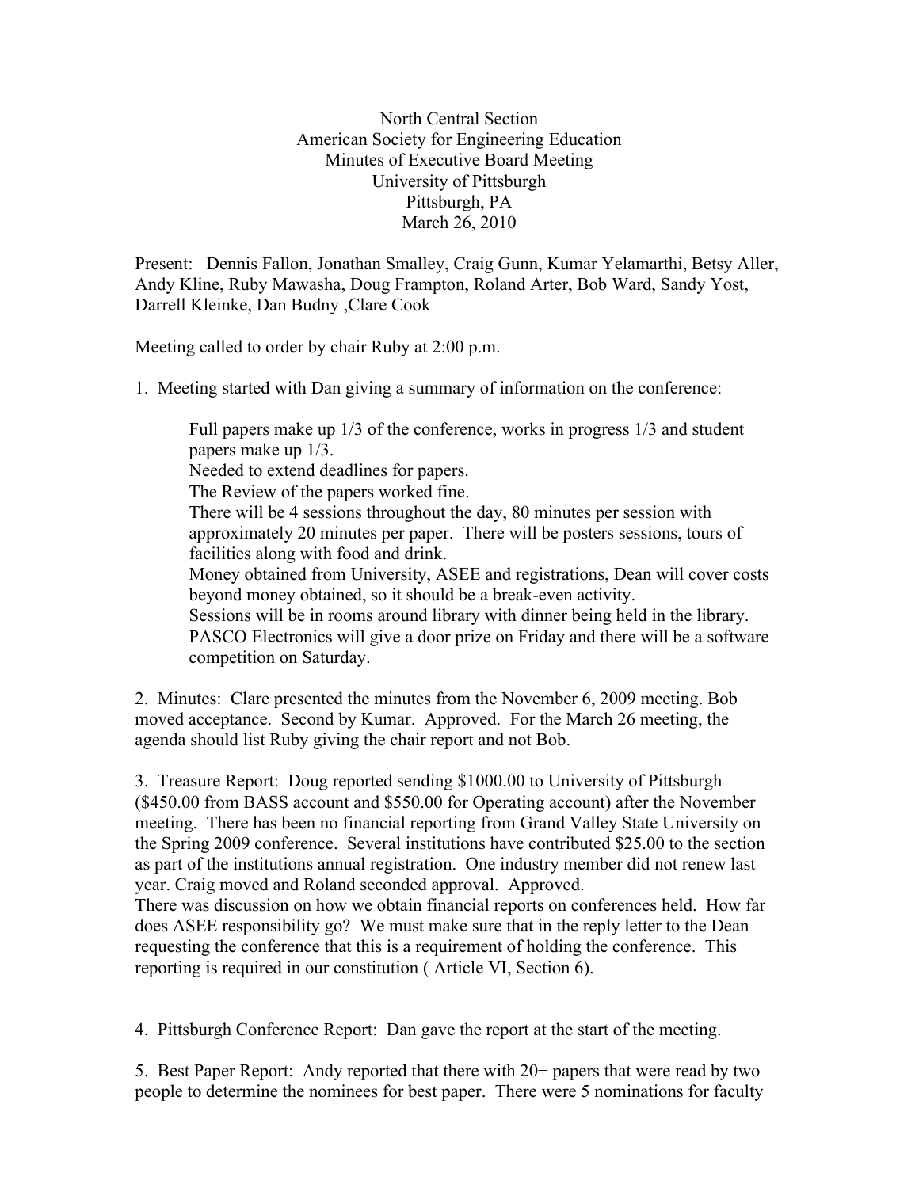North Central Section
American Society for Engineering Education
Minutes of Executive Board Meeting
University of Pittsburgh
Pittsburgh, PA
March 26, 2010

Present: Dennis Fallon, Jonathan Smalley, Craig Gunn, Kumar Yelamarthi, Betsy Aller, Andy Kline, Ruby Mawasha, Doug Frampton, Roland Arter, Bob Ward, Sandy Yost, Darrell Kleinke, Dan Budny ,Clare Cook

Meeting called to order by chair Ruby at 2:00 p.m.

1. Meeting started with Dan giving a summary of information on the conference:

   Full papers make up 1/3 of the conference, works in progress 1/3 and student papers make up 1/3.
   Needed to extend deadlines for papers.
   The Review of the papers worked fine.
   There will be 4 sessions throughout the day, 80 minutes per session with approximately 20 minutes per paper. There will be posters sessions, tours of facilities along with food and drink.
   Money obtained from University, ASEE and registrations, Dean will cover costs beyond money obtained, so it should be a break-even activity.
   Sessions will be in rooms around library with dinner being held in the library.
   PASCO Electronics will give a door prize on Friday and there will be a software competition on Saturday.

2. Minutes: Clare presented the minutes from the November 6, 2009 meeting. Bob moved acceptance. Second by Kumar. Approved. For the March 26 meeting, the agenda should list Ruby giving the chair report and not Bob.

3. Treasure Report: Doug reported sending $1000.00 to University of Pittsburgh ($450.00 from BASS account and $550.00 for Operating account) after the November meeting. There has been no financial reporting from Grand Valley State University on the Spring 2009 conference. Several institutions have contributed $25.00 to the section as part of the institutions annual registration. One industry member did not renew last year. Craig moved and Roland seconded approval. Approved.
There was discussion on how we obtain financial reports on conferences held. How far does ASEE responsibility go? We must make sure that in the reply letter to the Dean requesting the conference that this is a requirement of holding the conference. This reporting is required in our constitution ( Article VI, Section 6).

4. Pittsburgh Conference Report: Dan gave the report at the start of the meeting.

5. Best Paper Report: Andy reported that there with 20+ papers that were read by two people to determine the nominees for best paper. There were 5 nominations for faculty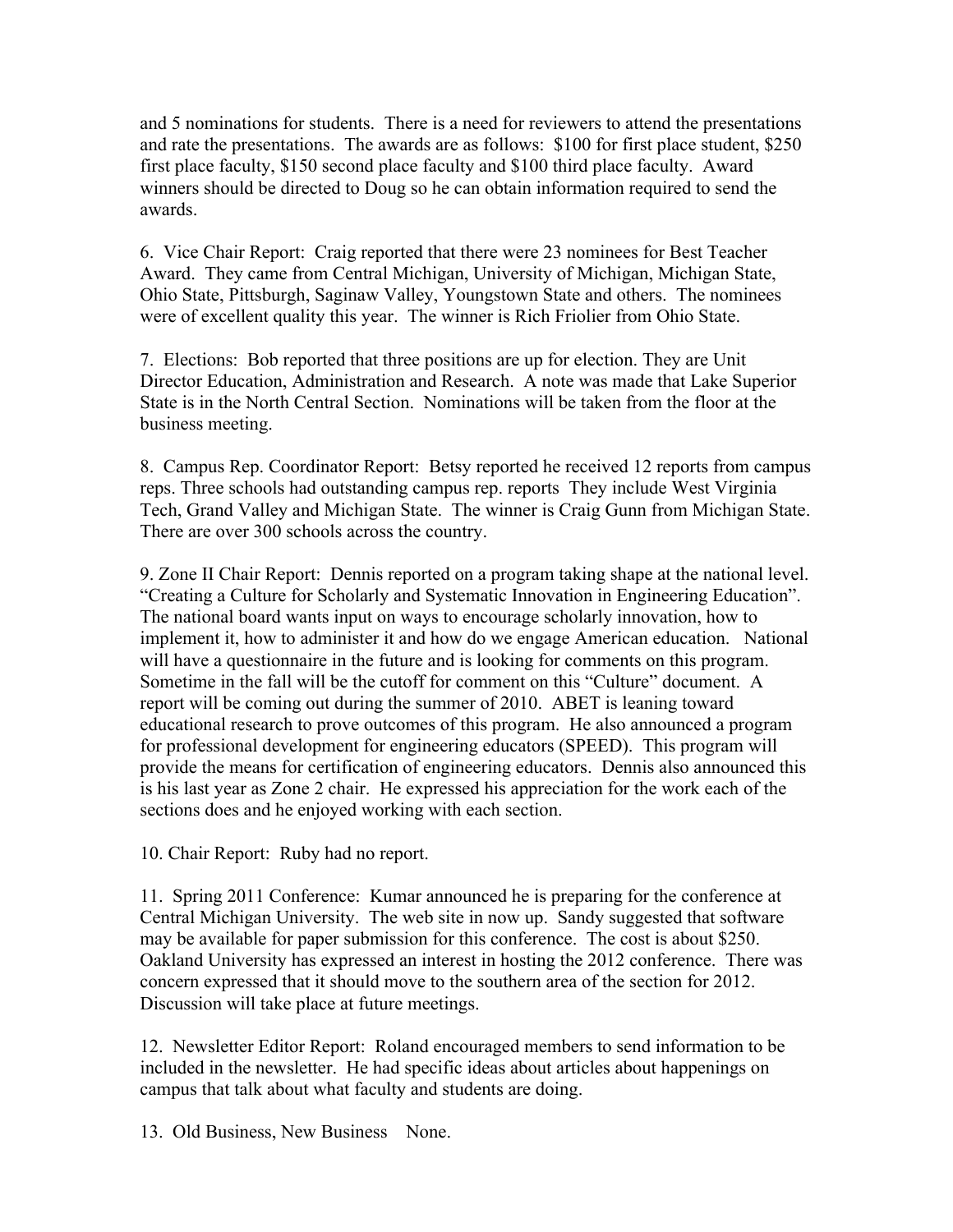and 5 nominations for students. There is a need for reviewers to attend the presentations and rate the presentations. The awards are as follows: $100 for first place student, $250 first place faculty, $150 second place faculty and $100 third place faculty. Award winners should be directed to Doug so he can obtain information required to send the awards.

6. Vice Chair Report: Craig reported that there were 23 nominees for Best Teacher Award. They came from Central Michigan, University of Michigan, Michigan State, Ohio State, Pittsburgh, Saginaw Valley, Youngstown State and others. The nominees were of excellent quality this year. The winner is Rich Friolier from Ohio State.

7. Elections: Bob reported that three positions are up for election. They are Unit Director Education, Administration and Research. A note was made that Lake Superior State is in the North Central Section. Nominations will be taken from the floor at the business meeting.

8. Campus Rep. Coordinator Report: Betsy reported he received 12 reports from campus reps. Three schools had outstanding campus rep. reports They include West Virginia Tech, Grand Valley and Michigan State. The winner is Craig Gunn from Michigan State. There are over 300 schools across the country.

9. Zone II Chair Report: Dennis reported on a program taking shape at the national level. "Creating a Culture for Scholarly and Systematic Innovation in Engineering Education". The national board wants input on ways to encourage scholarly innovation, how to implement it, how to administer it and how do we engage American education. National will have a questionnaire in the future and is looking for comments on this program. Sometime in the fall will be the cutoff for comment on this "Culture" document. A report will be coming out during the summer of 2010. ABET is leaning toward educational research to prove outcomes of this program. He also announced a program for professional development for engineering educators (SPEED). This program will provide the means for certification of engineering educators. Dennis also announced this is his last year as Zone 2 chair. He expressed his appreciation for the work each of the sections does and he enjoyed working with each section.

10. Chair Report: Ruby had no report.

11. Spring 2011 Conference: Kumar announced he is preparing for the conference at Central Michigan University. The web site in now up. Sandy suggested that software may be available for paper submission for this conference. The cost is about $250. Oakland University has expressed an interest in hosting the 2012 conference. There was concern expressed that it should move to the southern area of the section for 2012. Discussion will take place at future meetings.

12. Newsletter Editor Report: Roland encouraged members to send information to be included in the newsletter. He had specific ideas about articles about happenings on campus that talk about what faculty and students are doing.

13. Old Business, New Business None.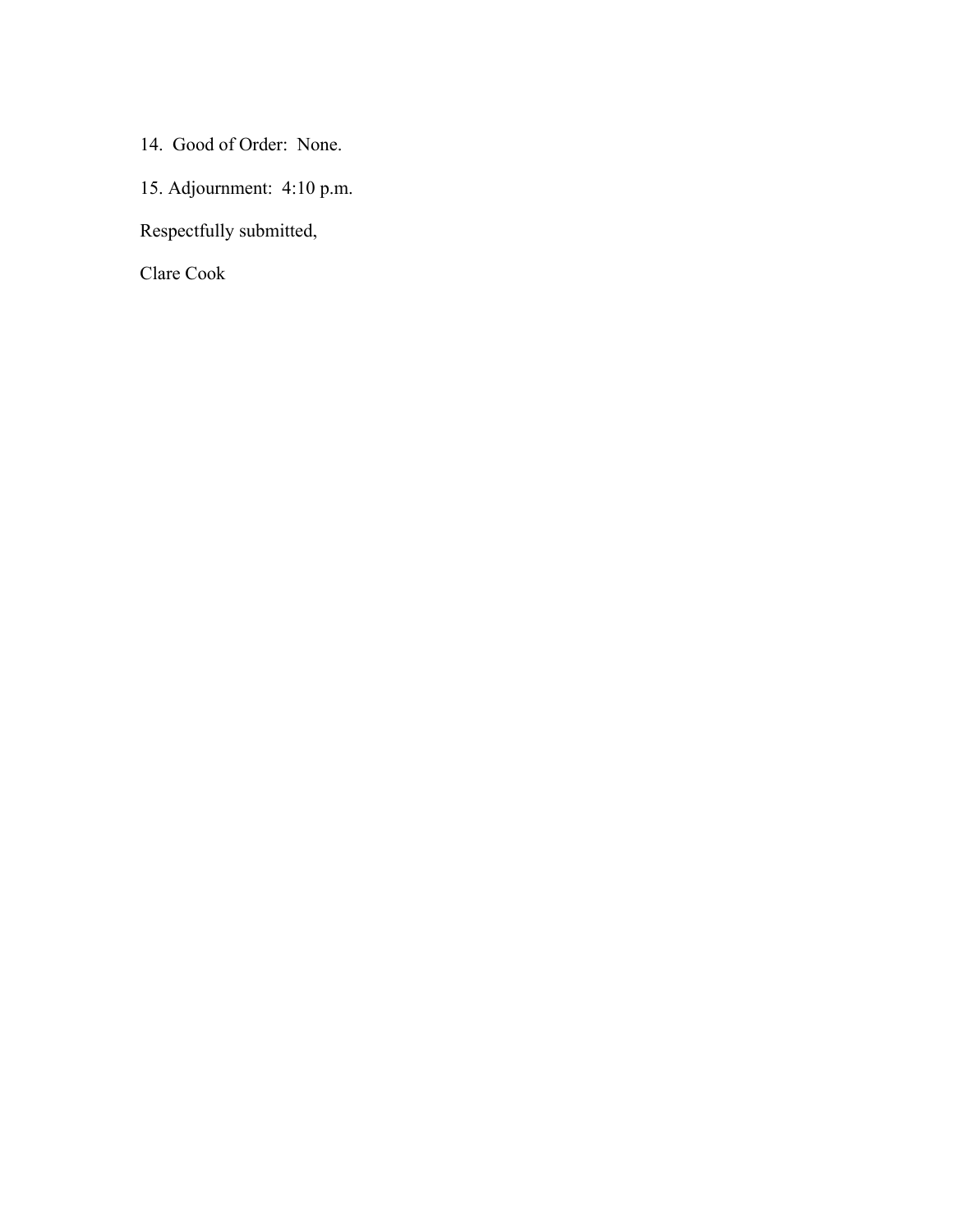14. Good of Order: None.

15. Adjournment: 4:10 p.m.

Respectfully submitted,

Clare Cook